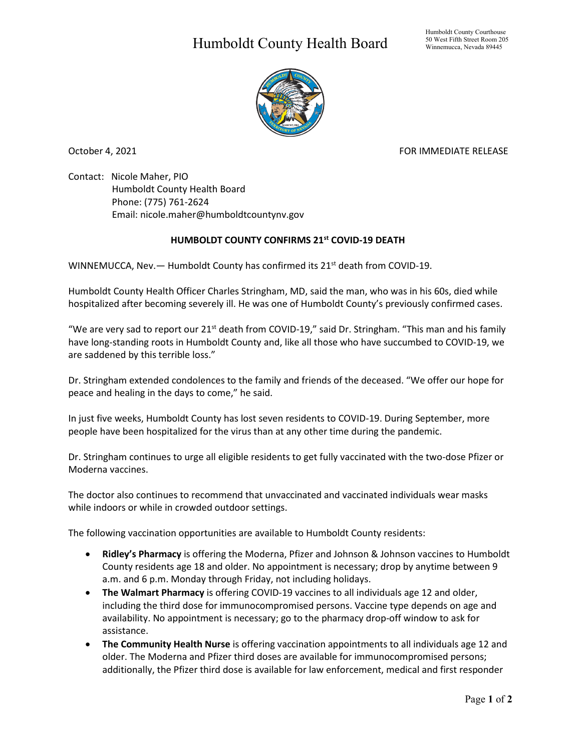# Humboldt County Health Board

Humboldt County Courthouse
50 West Fifth Street Room 205
Winnemucca, Nevada 89445

October 4, 2021 FOR IMMEDIATE RELEASE

Contact: Nicole Maher, PIO
Humboldt County Health Board
Phone: (775) 761-2624
Email: nicole.maher@humboldtcountynv.gov

## HUMBOLDT COUNTY CONFIRMS 21st COVID-19 DEATH

WINNEMUCCA, Nev.— Humboldt County has confirmed its 21st death from COVID-19.

Humboldt County Health Officer Charles Stringham, MD, said the man, who was in his 60s, died while hospitalized after becoming severely ill. He was one of Humboldt County's previously confirmed cases.

"We are very sad to report our 21st death from COVID-19," said Dr. Stringham. "This man and his family have long-standing roots in Humboldt County and, like all those who have succumbed to COVID-19, we are saddened by this terrible loss."

Dr. Stringham extended condolences to the family and friends of the deceased. "We offer our hope for peace and healing in the days to come," he said.

In just five weeks, Humboldt County has lost seven residents to COVID-19. During September, more people have been hospitalized for the virus than at any other time during the pandemic.

Dr. Stringham continues to urge all eligible residents to get fully vaccinated with the two-dose Pfizer or Moderna vaccines.

The doctor also continues to recommend that unvaccinated and vaccinated individuals wear masks while indoors or while in crowded outdoor settings.

The following vaccination opportunities are available to Humboldt County residents:

- **Ridley's Pharmacy** is offering the Moderna, Pfizer and Johnson & Johnson vaccines to Humboldt County residents age 18 and older. No appointment is necessary; drop by anytime between 9 a.m. and 6 p.m. Monday through Friday, not including holidays.
- **The Walmart Pharmacy** is offering COVID-19 vaccines to all individuals age 12 and older, including the third dose for immunocompromised persons. Vaccine type depends on age and availability. No appointment is necessary; go to the pharmacy drop-off window to ask for assistance.
- **The Community Health Nurse** is offering vaccination appointments to all individuals age 12 and older. The Moderna and Pfizer third doses are available for immunocompromised persons; additionally, the Pfizer third dose is available for law enforcement, medical and first responder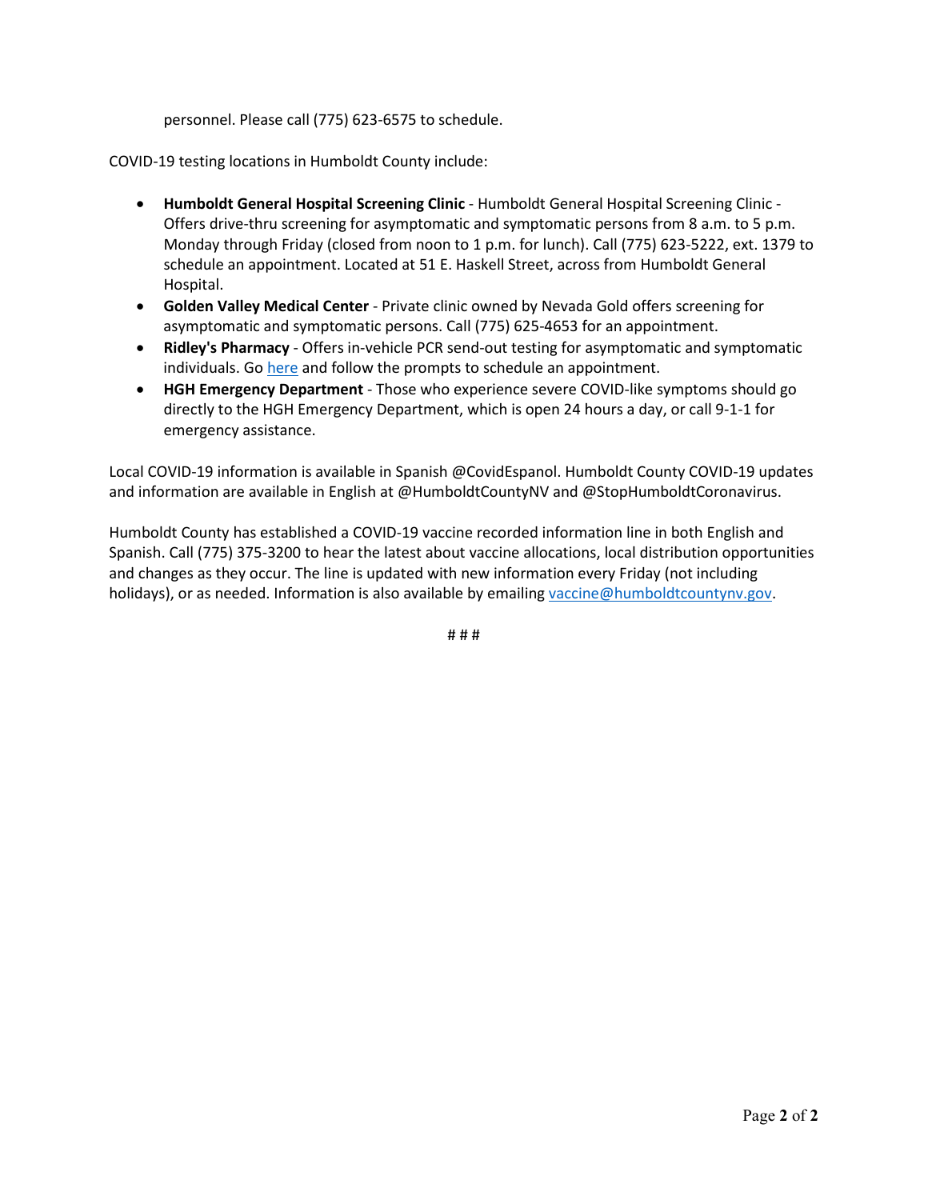personnel. Please call (775) 623-6575 to schedule.

COVID-19 testing locations in Humboldt County include:

- **Humboldt General Hospital Screening Clinic** - Humboldt General Hospital Screening Clinic - Offers drive-thru screening for asymptomatic and symptomatic persons from 8 a.m. to 5 p.m. Monday through Friday (closed from noon to 1 p.m. for lunch). Call (775) 623-5222, ext. 1379 to schedule an appointment. Located at 51 E. Haskell Street, across from Humboldt General Hospital.
- **Golden Valley Medical Center** - Private clinic owned by Nevada Gold offers screening for asymptomatic and symptomatic persons. Call (775) 625-4653 for an appointment.
- **Ridley's Pharmacy** - Offers in-vehicle PCR send-out testing for asymptomatic and symptomatic individuals. Go here and follow the prompts to schedule an appointment.
- **HGH Emergency Department** - Those who experience severe COVID-like symptoms should go directly to the HGH Emergency Department, which is open 24 hours a day, or call 9-1-1 for emergency assistance.

Local COVID-19 information is available in Spanish @CovidEspanol. Humboldt County COVID-19 updates and information are available in English at @HumboldtCountyNV and @StopHumboldtCoronavirus.

Humboldt County has established a COVID-19 vaccine recorded information line in both English and Spanish. Call (775) 375-3200 to hear the latest about vaccine allocations, local distribution opportunities and changes as they occur. The line is updated with new information every Friday (not including holidays), or as needed. Information is also available by emailing vaccine@humboldtcountynv.gov.

# # #